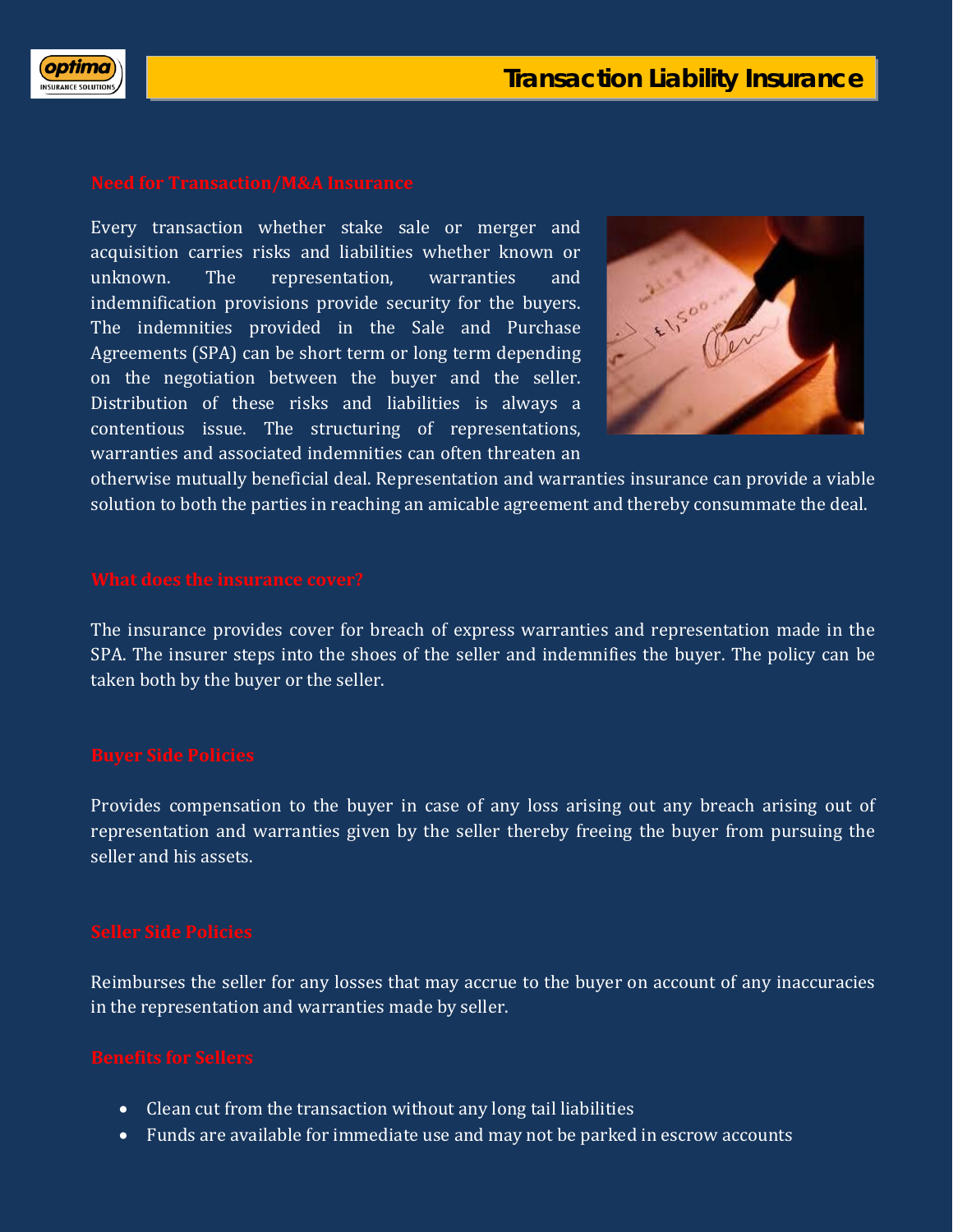# Transaction Liability Insurance

## Need for Transaction/M&A Insurance

Every transaction whether stake sale or merger and acquisition carries risks and liabilities whether known or unknown. The representation, warranties and indemnification provisions provide security for the buyers. The indemnities provided in the Sale and Purchase Agreements (SPA) can be short term or long term depending on the negotiation between the buyer and the seller. Distribution of these risks and liabilities is always a contentious issue. The structuring of representations, warranties and associated indemnities can often threaten an otherwise mutually beneficial deal. Representation and warranties insurance can provide a viable solution to both the parties in reaching an amicable agreement and thereby consummate the deal.

## What does the insurance cover?

The insurance provides cover for breach of express warranties and representation made in the SPA. The insurer steps into the shoes of the seller and indemnifies the buyer. The policy can be taken both by the buyer or the seller.

## Buyer Side Policies

Provides compensation to the buyer in case of any loss arising out any breach arising out of representation and warranties given by the seller thereby freeing the buyer from pursuing the seller and his assets.

## Seller Side Policies

Reimburses the seller for any losses that may accrue to the buyer on account of any inaccuracies in the representation and warranties made by seller.

## Benefits for Sellers

- Clean cut from the transaction without any long tail liabilities
- Funds are available for immediate use and may not be parked in escrow accounts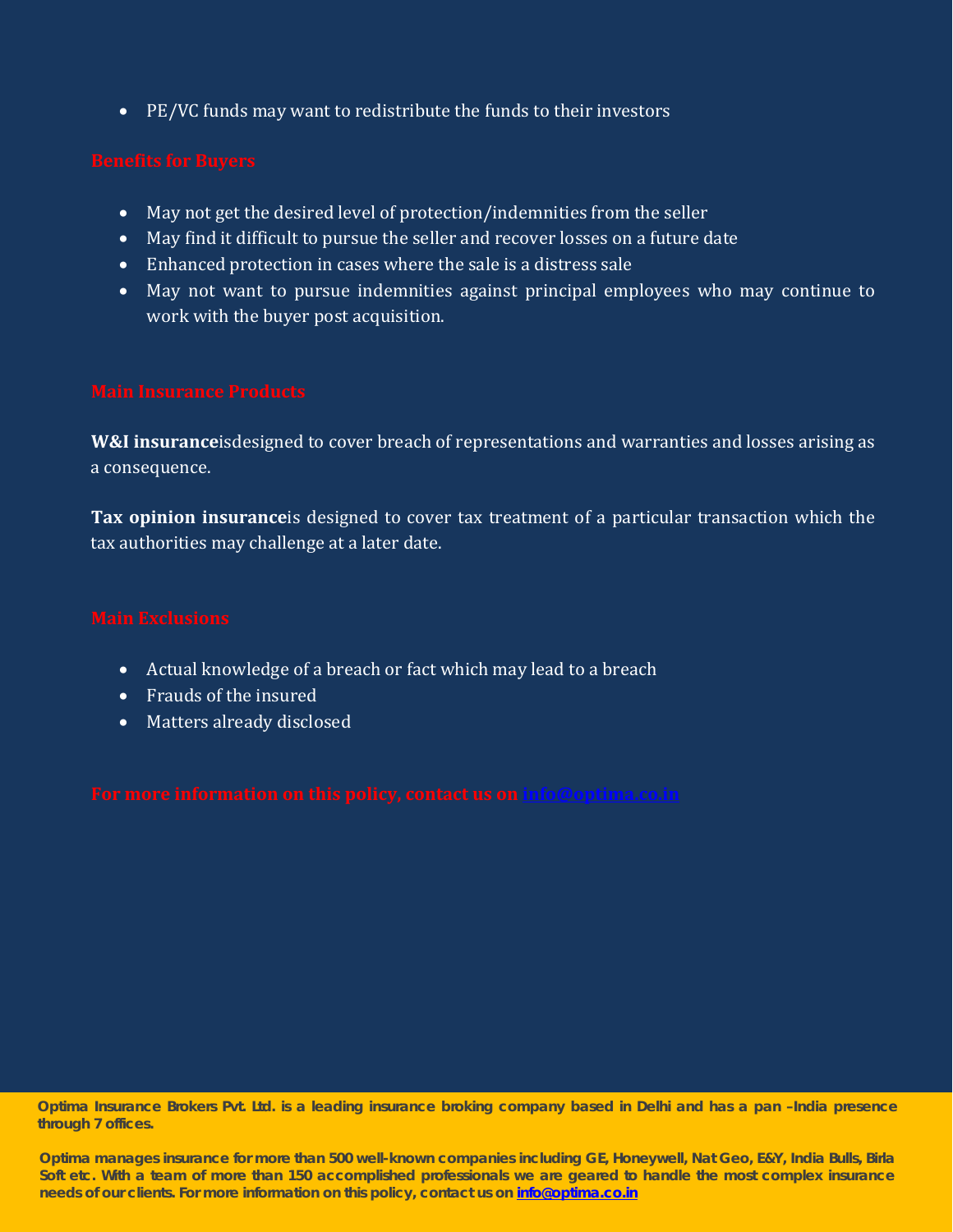- PE/VC funds may want to redistribute the funds to their investors

## Benefits for Buyers

- May not get the desired level of protection/indemnities from the seller
- May find it difficult to pursue the seller and recover losses on a future date
- Enhanced protection in cases where the sale is a distress sale
- May not want to pursue indemnities against principal employees who may continue to work with the buyer post acquisition.

## Main Insurance Products

**W&I insurance**isdesigned to cover breach of representations and warranties and losses arising as a consequence.

**Tax opinion insurance**is designed to cover tax treatment of a particular transaction which the tax authorities may challenge at a later date.

## Main Exclusions

- Actual knowledge of a breach or fact which may lead to a breach
- Frauds of the insured
- Matters already disclosed

**For more information on this policy, contact us on [info@optima.co.in](mailto:info@optima.co.in)**

**Optima Insurance Brokers Pvt. Ltd. is a leading insurance broking company based in Delhi and has a pan –India presence through 7 offices.**

**Optima manages insurance for more than 500 well-known companies including GE, Honeywell, Nat Geo, E&Y, India Bulls, Birla Soft etc. With a team of more than 150 accomplished professionals we are geared to handle the most complex insurance needs of our clients. For more information on this policy, contact us on [info@optima.co.in](mailto:info@optima.co.in)**